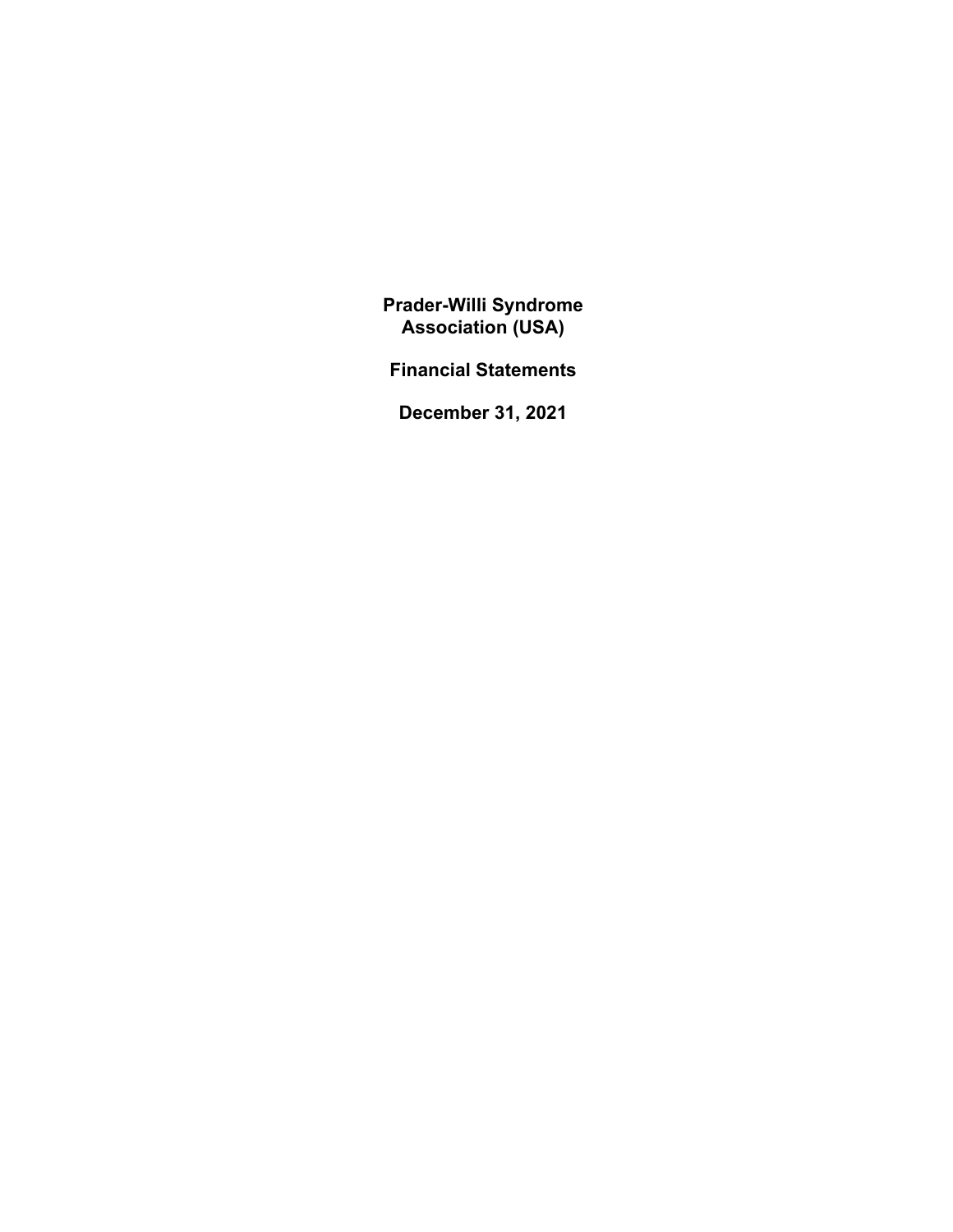# Prader-Willi Syndrome Association (USA)

## Financial Statements

## December 31, 2021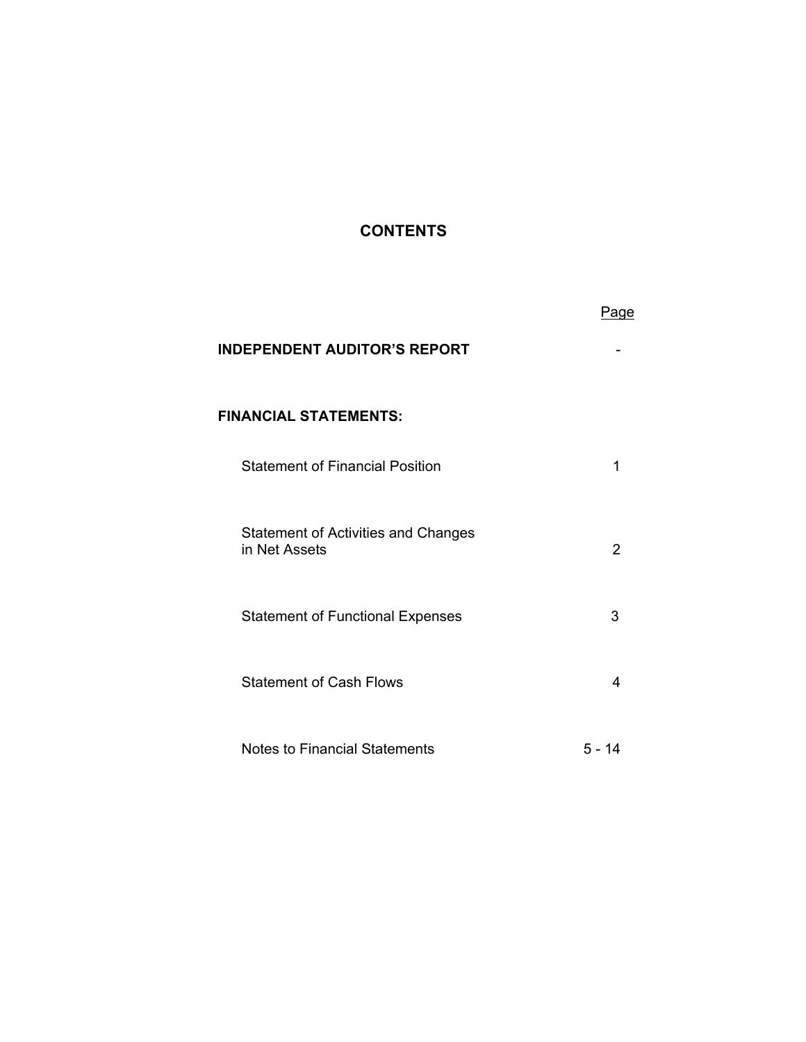# CONTENTS

| | Page |
|---|---|
| **INDEPENDENT AUDITOR'S REPORT** | - |
| **FINANCIAL STATEMENTS:** | |
| Statement of Financial Position | 1 |
| Statement of Activities and Changes in Net Assets | 2 |
| Statement of Functional Expenses | 3 |
| Statement of Cash Flows | 4 |
| Notes to Financial Statements | 5 - 14 |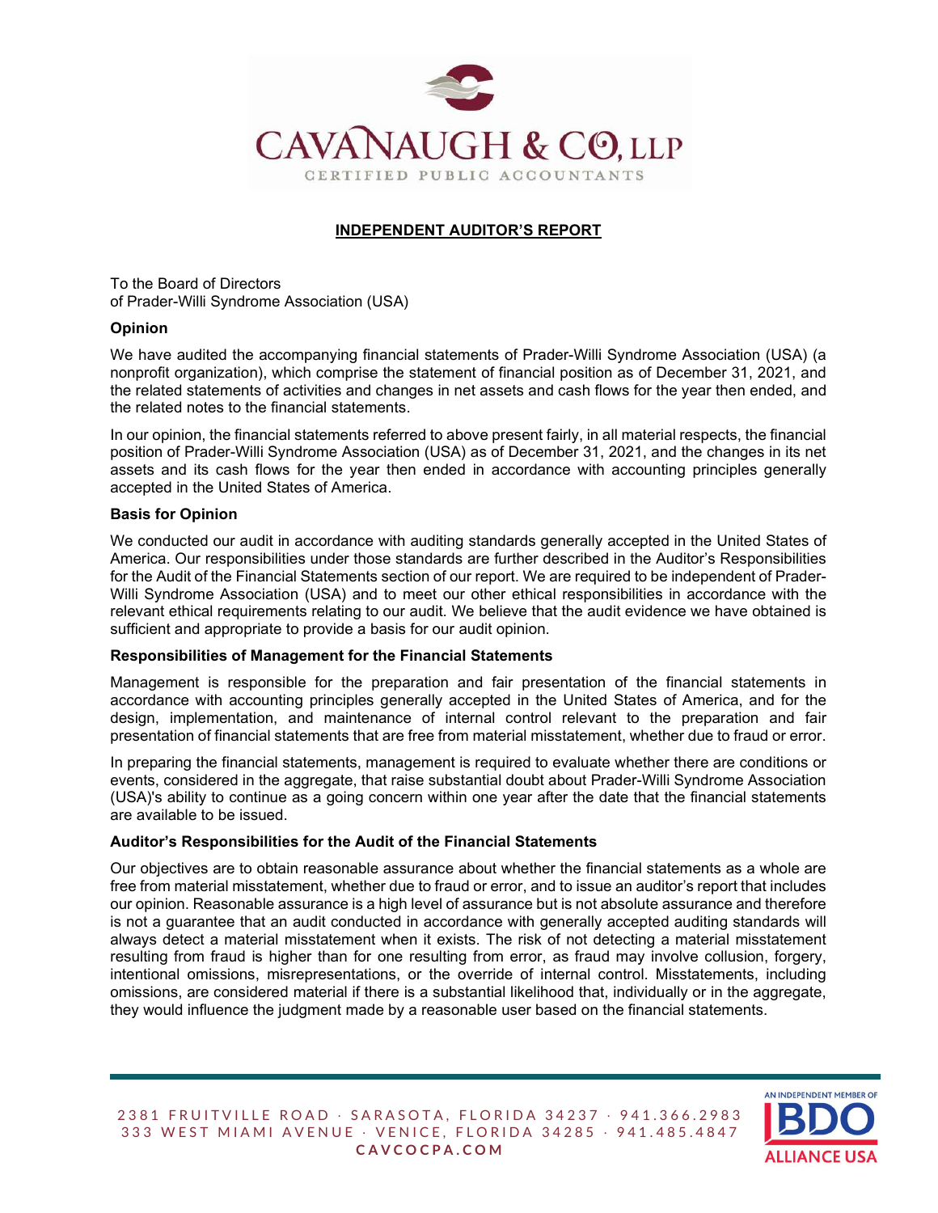CAVANAUGH & CO, LLP

CERTIFIED PUBLIC ACCOUNTANTS

## INDEPENDENT AUDITOR'S REPORT

To the Board of Directors
of Prader-Willi Syndrome Association (USA)

### Opinion

We have audited the accompanying financial statements of Prader-Willi Syndrome Association (USA) (a nonprofit organization), which comprise the statement of financial position as of December 31, 2021, and the related statements of activities and changes in net assets and cash flows for the year then ended, and the related notes to the financial statements.

In our opinion, the financial statements referred to above present fairly, in all material respects, the financial position of Prader-Willi Syndrome Association (USA) as of December 31, 2021, and the changes in its net assets and its cash flows for the year then ended in accordance with accounting principles generally accepted in the United States of America.

### Basis for Opinion

We conducted our audit in accordance with auditing standards generally accepted in the United States of America. Our responsibilities under those standards are further described in the Auditor's Responsibilities for the Audit of the Financial Statements section of our report. We are required to be independent of Prader-Willi Syndrome Association (USA) and to meet our other ethical responsibilities in accordance with the relevant ethical requirements relating to our audit. We believe that the audit evidence we have obtained is sufficient and appropriate to provide a basis for our audit opinion.

### Responsibilities of Management for the Financial Statements

Management is responsible for the preparation and fair presentation of the financial statements in accordance with accounting principles generally accepted in the United States of America, and for the design, implementation, and maintenance of internal control relevant to the preparation and fair presentation of financial statements that are free from material misstatement, whether due to fraud or error.

In preparing the financial statements, management is required to evaluate whether there are conditions or events, considered in the aggregate, that raise substantial doubt about Prader-Willi Syndrome Association (USA)'s ability to continue as a going concern within one year after the date that the financial statements are available to be issued.

### Auditor's Responsibilities for the Audit of the Financial Statements

Our objectives are to obtain reasonable assurance about whether the financial statements as a whole are free from material misstatement, whether due to fraud or error, and to issue an auditor's report that includes our opinion. Reasonable assurance is a high level of assurance but is not absolute assurance and therefore is not a guarantee that an audit conducted in accordance with generally accepted auditing standards will always detect a material misstatement when it exists. The risk of not detecting a material misstatement resulting from fraud is higher than for one resulting from error, as fraud may involve collusion, forgery, intentional omissions, misrepresentations, or the override of internal control. Misstatements, including omissions, are considered material if there is a substantial likelihood that, individually or in the aggregate, they would influence the judgment made by a reasonable user based on the financial statements.

2381 FRUITVILLE ROAD · SARASOTA, FLORIDA 34237 · 941.366.2983
333 WEST MIAMI AVENUE · VENICE, FLORIDA 34285 · 941.485.4847
CAVCOCPA.COM

AN INDEPENDENT MEMBER OF BDO ALLIANCE USA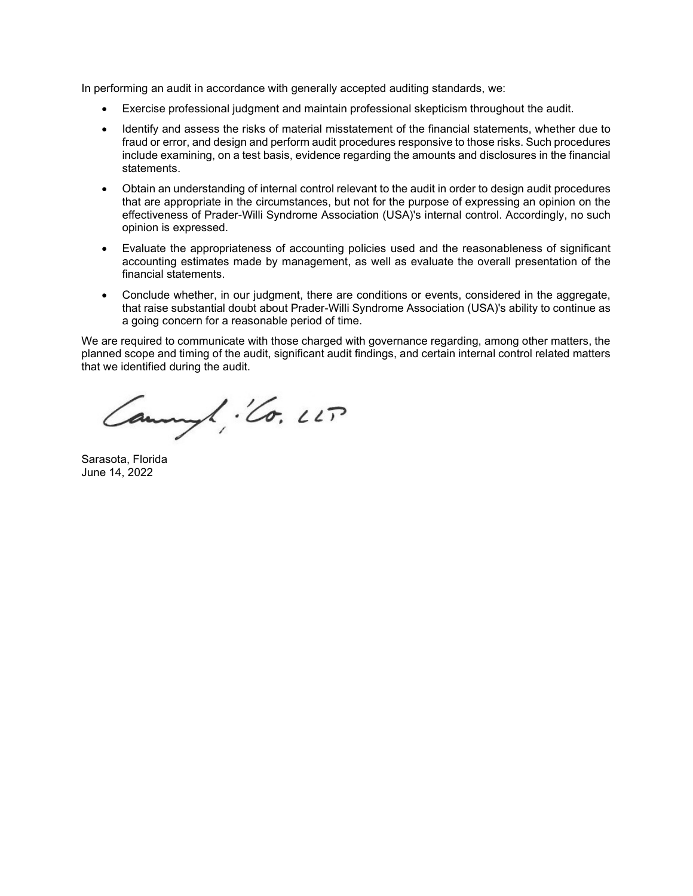In performing an audit in accordance with generally accepted auditing standards, we:

- Exercise professional judgment and maintain professional skepticism throughout the audit.
- Identify and assess the risks of material misstatement of the financial statements, whether due to fraud or error, and design and perform audit procedures responsive to those risks. Such procedures include examining, on a test basis, evidence regarding the amounts and disclosures in the financial statements.
- Obtain an understanding of internal control relevant to the audit in order to design audit procedures that are appropriate in the circumstances, but not for the purpose of expressing an opinion on the effectiveness of Prader-Willi Syndrome Association (USA)'s internal control. Accordingly, no such opinion is expressed.
- Evaluate the appropriateness of accounting policies used and the reasonableness of significant accounting estimates made by management, as well as evaluate the overall presentation of the financial statements.
- Conclude whether, in our judgment, there are conditions or events, considered in the aggregate, that raise substantial doubt about Prader-Willi Syndrome Association (USA)'s ability to continue as a going concern for a reasonable period of time.

We are required to communicate with those charged with governance regarding, among other matters, the planned scope and timing of the audit, significant audit findings, and certain internal control related matters that we identified during the audit.

Cannon, Co. LLP

Sarasota, Florida
June 14, 2022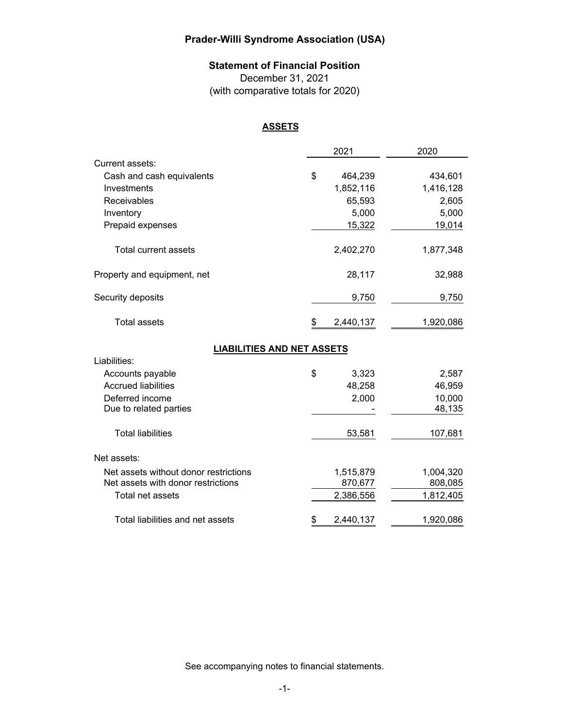# Prader-Willi Syndrome Association (USA)

## Statement of Financial Position

December 31, 2021
(with comparative totals for 2020)

### ASSETS

| | 2021 | 2020 |
|---|---|---|
| Current assets: | | |
| Cash and cash equivalents | $ 464,239 | 434,601 |
| Investments | 1,852,116 | 1,416,128 |
| Receivables | 65,593 | 2,605 |
| Inventory | 5,000 | 5,000 |
| Prepaid expenses | 15,322 | 19,014 |
| Total current assets | 2,402,270 | 1,877,348 |
| Property and equipment, net | 28,117 | 32,988 |
| Security deposits | 9,750 | 9,750 |
| Total assets | $ 2,440,137 | 1,920,086 |

### LIABILITIES AND NET ASSETS

| | 2021 | 2020 |
|---|---|---|
| Liabilities: | | |
| Accounts payable | $ 3,323 | 2,587 |
| Accrued liabilities | 48,258 | 46,959 |
| Deferred income | 2,000 | 10,000 |
| Due to related parties | - | 48,135 |
| Total liabilities | 53,581 | 107,681 |
| Net assets: | | |
| Net assets without donor restrictions | 1,515,879 | 1,004,320 |
| Net assets with donor restrictions | 870,677 | 808,085 |
| Total net assets | 2,386,556 | 1,812,405 |
| Total liabilities and net assets | $ 2,440,137 | 1,920,086 |

See accompanying notes to financial statements.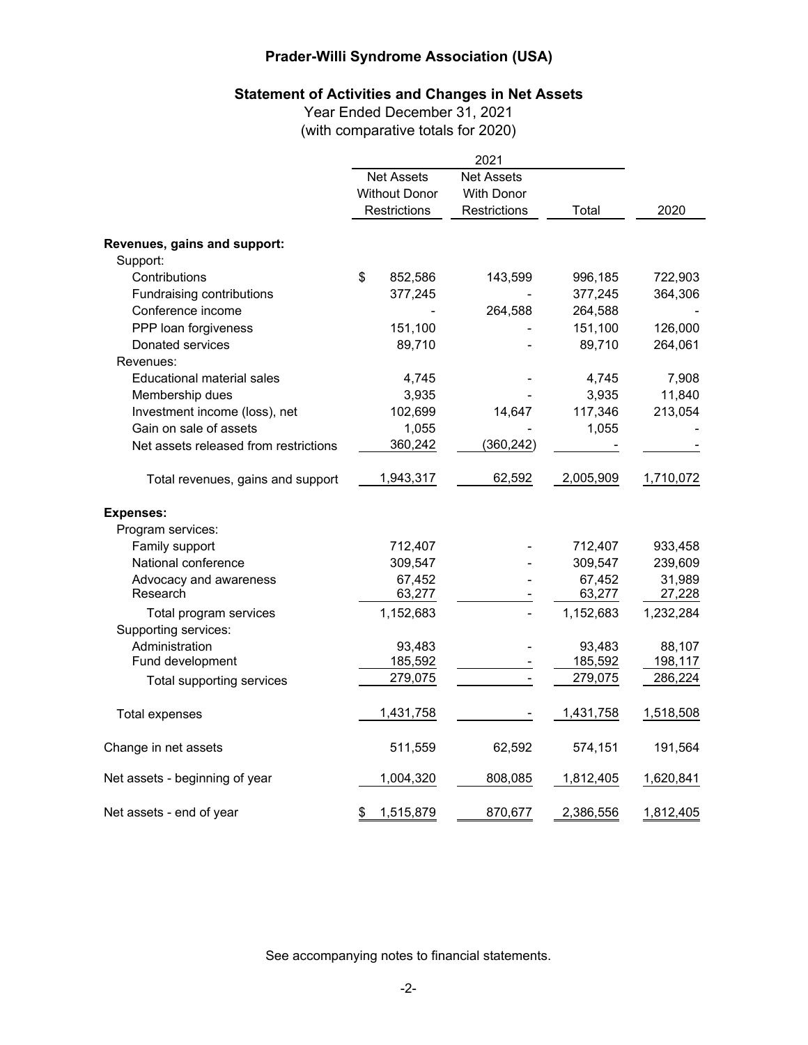# Prader-Willi Syndrome Association (USA)

## Statement of Activities and Changes in Net Assets

Year Ended December 31, 2021
(with comparative totals for 2020)

| | 2021 | | | |
|---|---|---|---|---|
| | Net Assets Without Donor Restrictions | Net Assets With Donor Restrictions | Total | 2020 |
| **Revenues, gains and support:** | | | | |
| Support: | | | | |
| Contributions | $ 852,586 | 143,599 | 996,185 | 722,903 |
| Fundraising contributions | 377,245 | - | 377,245 | 364,306 |
| Conference income | - | 264,588 | 264,588 | - |
| PPP loan forgiveness | 151,100 | - | 151,100 | 126,000 |
| Donated services | 89,710 | - | 89,710 | 264,061 |
| Revenues: | | | | |
| Educational material sales | 4,745 | - | 4,745 | 7,908 |
| Membership dues | 3,935 | - | 3,935 | 11,840 |
| Investment income (loss), net | 102,699 | 14,647 | 117,346 | 213,054 |
| Gain on sale of assets | 1,055 | - | 1,055 | - |
| Net assets released from restrictions | 360,242 | (360,242) | - | - |
| Total revenues, gains and support | 1,943,317 | 62,592 | 2,005,909 | 1,710,072 |
| **Expenses:** | | | | |
| Program services: | | | | |
| Family support | 712,407 | - | 712,407 | 933,458 |
| National conference | 309,547 | - | 309,547 | 239,609 |
| Advocacy and awareness | 67,452 | - | 67,452 | 31,989 |
| Research | 63,277 | - | 63,277 | 27,228 |
| Total program services | 1,152,683 | - | 1,152,683 | 1,232,284 |
| Supporting services: | | | | |
| Administration | 93,483 | - | 93,483 | 88,107 |
| Fund development | 185,592 | - | 185,592 | 198,117 |
| Total supporting services | 279,075 | - | 279,075 | 286,224 |
| Total expenses | 1,431,758 | - | 1,431,758 | 1,518,508 |
| Change in net assets | 511,559 | 62,592 | 574,151 | 191,564 |
| Net assets - beginning of year | 1,004,320 | 808,085 | 1,812,405 | 1,620,841 |
| Net assets - end of year | $ 1,515,879 | 870,677 | 2,386,556 | 1,812,405 |

See accompanying notes to financial statements.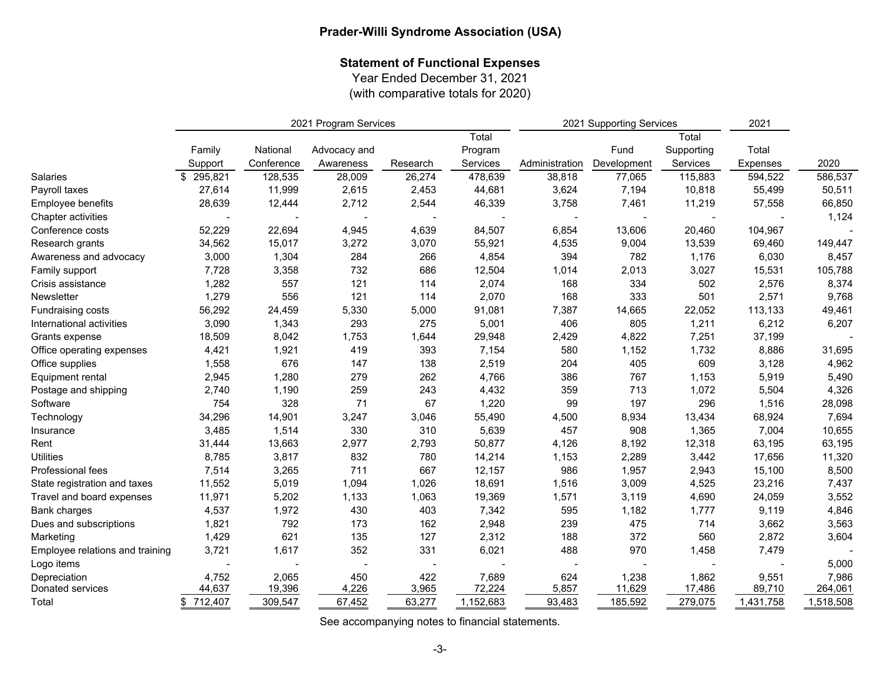# Prader-Willi Syndrome Association (USA)

## Statement of Functional Expenses

Year Ended December 31, 2021
(with comparative totals for 2020)

| | 2021 Program Services | | | | | 2021 Supporting Services | | | 2021 | |
|---|---|---|---|---|---|---|---|---|---|---|
| | Family Support | National Conference | Advocacy and Awareness | Research | Total Program Services | Administration | Fund Development | Total Supporting Services | Total Expenses | 2020 |
| Salaries | $ 295,821 | 128,535 | 28,009 | 26,274 | 478,639 | 38,818 | 77,065 | 115,883 | 594,522 | 586,537 |
| Payroll taxes | 27,614 | 11,999 | 2,615 | 2,453 | 44,681 | 3,624 | 7,194 | 10,818 | 55,499 | 50,511 |
| Employee benefits | 28,639 | 12,444 | 2,712 | 2,544 | 46,339 | 3,758 | 7,461 | 11,219 | 57,558 | 66,850 |
| Chapter activities | - | - | - | - | - | - | - | - | - | 1,124 |
| Conference costs | 52,229 | 22,694 | 4,945 | 4,639 | 84,507 | 6,854 | 13,606 | 20,460 | 104,967 | - |
| Research grants | 34,562 | 15,017 | 3,272 | 3,070 | 55,921 | 4,535 | 9,004 | 13,539 | 69,460 | 149,447 |
| Awareness and advocacy | 3,000 | 1,304 | 284 | 266 | 4,854 | 394 | 782 | 1,176 | 6,030 | 8,457 |
| Family support | 7,728 | 3,358 | 732 | 686 | 12,504 | 1,014 | 2,013 | 3,027 | 15,531 | 105,788 |
| Crisis assistance | 1,282 | 557 | 121 | 114 | 2,074 | 168 | 334 | 502 | 2,576 | 8,374 |
| Newsletter | 1,279 | 556 | 121 | 114 | 2,070 | 168 | 333 | 501 | 2,571 | 9,768 |
| Fundraising costs | 56,292 | 24,459 | 5,330 | 5,000 | 91,081 | 7,387 | 14,665 | 22,052 | 113,133 | 49,461 |
| International activities | 3,090 | 1,343 | 293 | 275 | 5,001 | 406 | 805 | 1,211 | 6,212 | 6,207 |
| Grants expense | 18,509 | 8,042 | 1,753 | 1,644 | 29,948 | 2,429 | 4,822 | 7,251 | 37,199 | - |
| Office operating expenses | 4,421 | 1,921 | 419 | 393 | 7,154 | 580 | 1,152 | 1,732 | 8,886 | 31,695 |
| Office supplies | 1,558 | 676 | 147 | 138 | 2,519 | 204 | 405 | 609 | 3,128 | 4,962 |
| Equipment rental | 2,945 | 1,280 | 279 | 262 | 4,766 | 386 | 767 | 1,153 | 5,919 | 5,490 |
| Postage and shipping | 2,740 | 1,190 | 259 | 243 | 4,432 | 359 | 713 | 1,072 | 5,504 | 4,326 |
| Software | 754 | 328 | 71 | 67 | 1,220 | 99 | 197 | 296 | 1,516 | 28,098 |
| Technology | 34,296 | 14,901 | 3,247 | 3,046 | 55,490 | 4,500 | 8,934 | 13,434 | 68,924 | 7,694 |
| Insurance | 3,485 | 1,514 | 330 | 310 | 5,639 | 457 | 908 | 1,365 | 7,004 | 10,655 |
| Rent | 31,444 | 13,663 | 2,977 | 2,793 | 50,877 | 4,126 | 8,192 | 12,318 | 63,195 | 63,195 |
| Utilities | 8,785 | 3,817 | 832 | 780 | 14,214 | 1,153 | 2,289 | 3,442 | 17,656 | 11,320 |
| Professional fees | 7,514 | 3,265 | 711 | 667 | 12,157 | 986 | 1,957 | 2,943 | 15,100 | 8,500 |
| State registration and taxes | 11,552 | 5,019 | 1,094 | 1,026 | 18,691 | 1,516 | 3,009 | 4,525 | 23,216 | 7,437 |
| Travel and board expenses | 11,971 | 5,202 | 1,133 | 1,063 | 19,369 | 1,571 | 3,119 | 4,690 | 24,059 | 3,552 |
| Bank charges | 4,537 | 1,972 | 430 | 403 | 7,342 | 595 | 1,182 | 1,777 | 9,119 | 4,846 |
| Dues and subscriptions | 1,821 | 792 | 173 | 162 | 2,948 | 239 | 475 | 714 | 3,662 | 3,563 |
| Marketing | 1,429 | 621 | 135 | 127 | 2,312 | 188 | 372 | 560 | 2,872 | 3,604 |
| Employee relations and training | 3,721 | 1,617 | 352 | 331 | 6,021 | 488 | 970 | 1,458 | 7,479 | - |
| Logo items | - | - | - | - | - | - | - | - | - | 5,000 |
| Depreciation | 4,752 | 2,065 | 450 | 422 | 7,689 | 624 | 1,238 | 1,862 | 9,551 | 7,986 |
| Donated services | 44,637 | 19,396 | 4,226 | 3,965 | 72,224 | 5,857 | 11,629 | 17,486 | 89,710 | 264,061 |
| Total | $ 712,407 | 309,547 | 67,452 | 63,277 | 1,152,683 | 93,483 | 185,592 | 279,075 | 1,431,758 | 1,518,508 |

See accompanying notes to financial statements.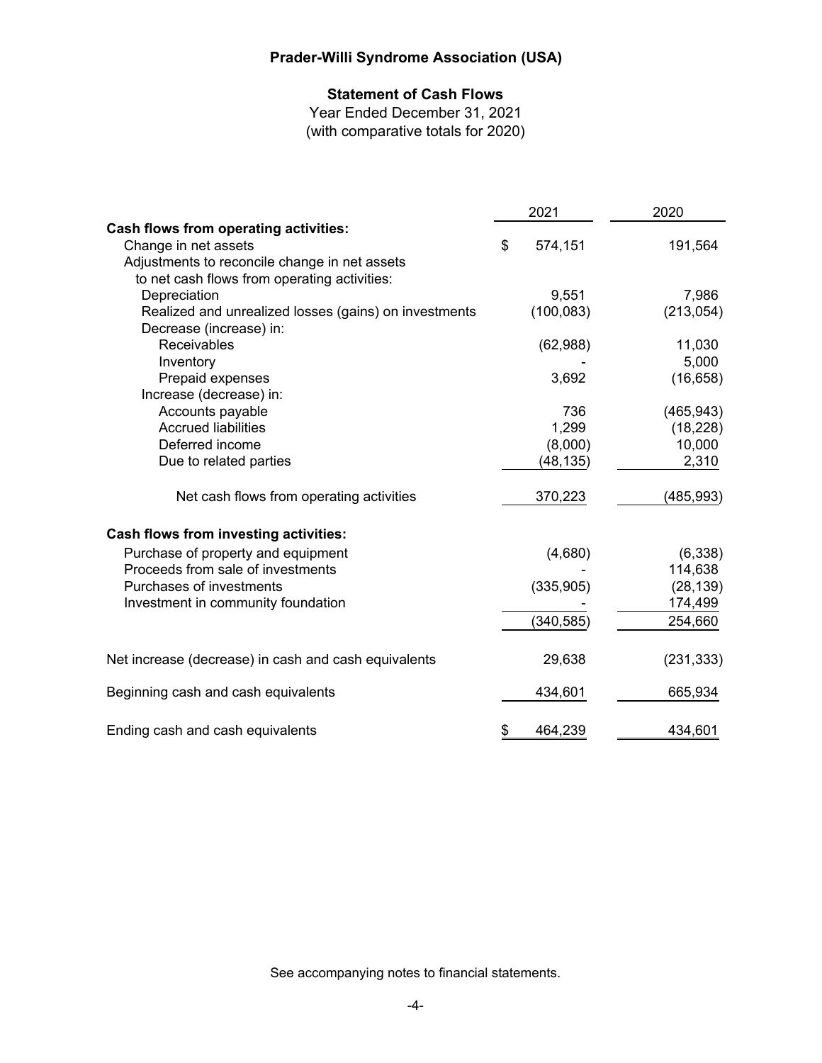# Prader-Willi Syndrome Association (USA)

## Statement of Cash Flows

Year Ended December 31, 2021
(with comparative totals for 2020)

| | 2021 | 2020 |
|---|---|---|
| **Cash flows from operating activities:** | | |
| Change in net assets | $ 574,151 | 191,564 |
| Adjustments to reconcile change in net assets to net cash flows from operating activities: | | |
| Depreciation | 9,551 | 7,986 |
| Realized and unrealized losses (gains) on investments | (100,083) | (213,054) |
| Decrease (increase) in: | | |
| Receivables | (62,988) | 11,030 |
| Inventory | - | 5,000 |
| Prepaid expenses | 3,692 | (16,658) |
| Increase (decrease) in: | | |
| Accounts payable | 736 | (465,943) |
| Accrued liabilities | 1,299 | (18,228) |
| Deferred income | (8,000) | 10,000 |
| Due to related parties | (48,135) | 2,310 |
| Net cash flows from operating activities | 370,223 | (485,993) |
| **Cash flows from investing activities:** | | |
| Purchase of property and equipment | (4,680) | (6,338) |
| Proceeds from sale of investments | - | 114,638 |
| Purchases of investments | (335,905) | (28,139) |
| Investment in community foundation | - | 174,499 |
| | (340,585) | 254,660 |
| Net increase (decrease) in cash and cash equivalents | 29,638 | (231,333) |
| Beginning cash and cash equivalents | 434,601 | 665,934 |
| Ending cash and cash equivalents | $ 464,239 | 434,601 |

See accompanying notes to financial statements.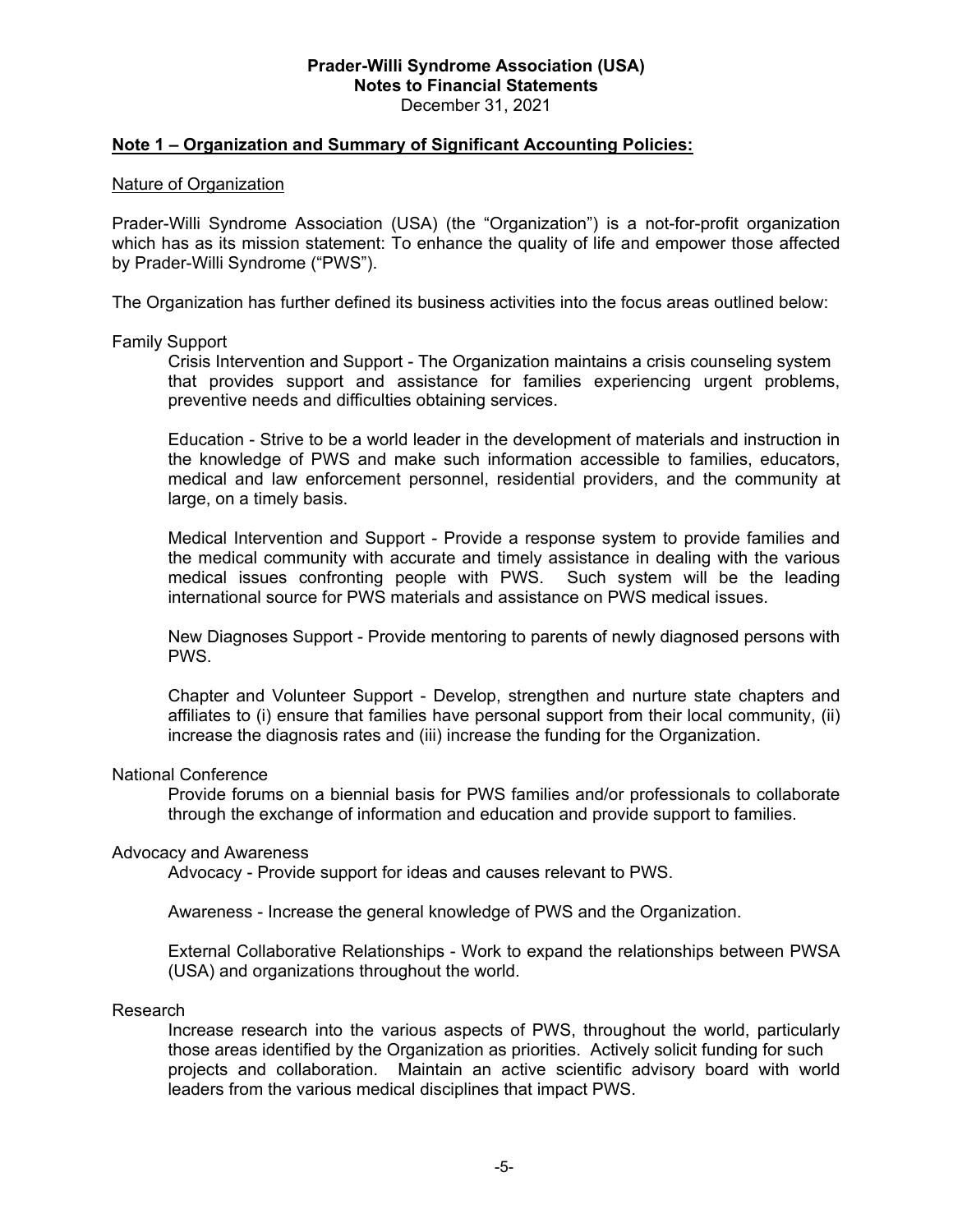**Prader-Willi Syndrome Association (USA)**
**Notes to Financial Statements**
December 31, 2021

## Note 1 – Organization and Summary of Significant Accounting Policies:

### Nature of Organization

Prader-Willi Syndrome Association (USA) (the "Organization") is a not-for-profit organization which has as its mission statement: To enhance the quality of life and empower those affected by Prader-Willi Syndrome ("PWS").

The Organization has further defined its business activities into the focus areas outlined below:

Family Support

Crisis Intervention and Support - The Organization maintains a crisis counseling system that provides support and assistance for families experiencing urgent problems, preventive needs and difficulties obtaining services.

Education - Strive to be a world leader in the development of materials and instruction in the knowledge of PWS and make such information accessible to families, educators, medical and law enforcement personnel, residential providers, and the community at large, on a timely basis.

Medical Intervention and Support - Provide a response system to provide families and the medical community with accurate and timely assistance in dealing with the various medical issues confronting people with PWS. Such system will be the leading international source for PWS materials and assistance on PWS medical issues.

New Diagnoses Support - Provide mentoring to parents of newly diagnosed persons with PWS.

Chapter and Volunteer Support - Develop, strengthen and nurture state chapters and affiliates to (i) ensure that families have personal support from their local community, (ii) increase the diagnosis rates and (iii) increase the funding for the Organization.

National Conference

Provide forums on a biennial basis for PWS families and/or professionals to collaborate through the exchange of information and education and provide support to families.

Advocacy and Awareness

Advocacy - Provide support for ideas and causes relevant to PWS.

Awareness - Increase the general knowledge of PWS and the Organization.

External Collaborative Relationships - Work to expand the relationships between PWSA (USA) and organizations throughout the world.

Research

Increase research into the various aspects of PWS, throughout the world, particularly those areas identified by the Organization as priorities. Actively solicit funding for such projects and collaboration. Maintain an active scientific advisory board with world leaders from the various medical disciplines that impact PWS.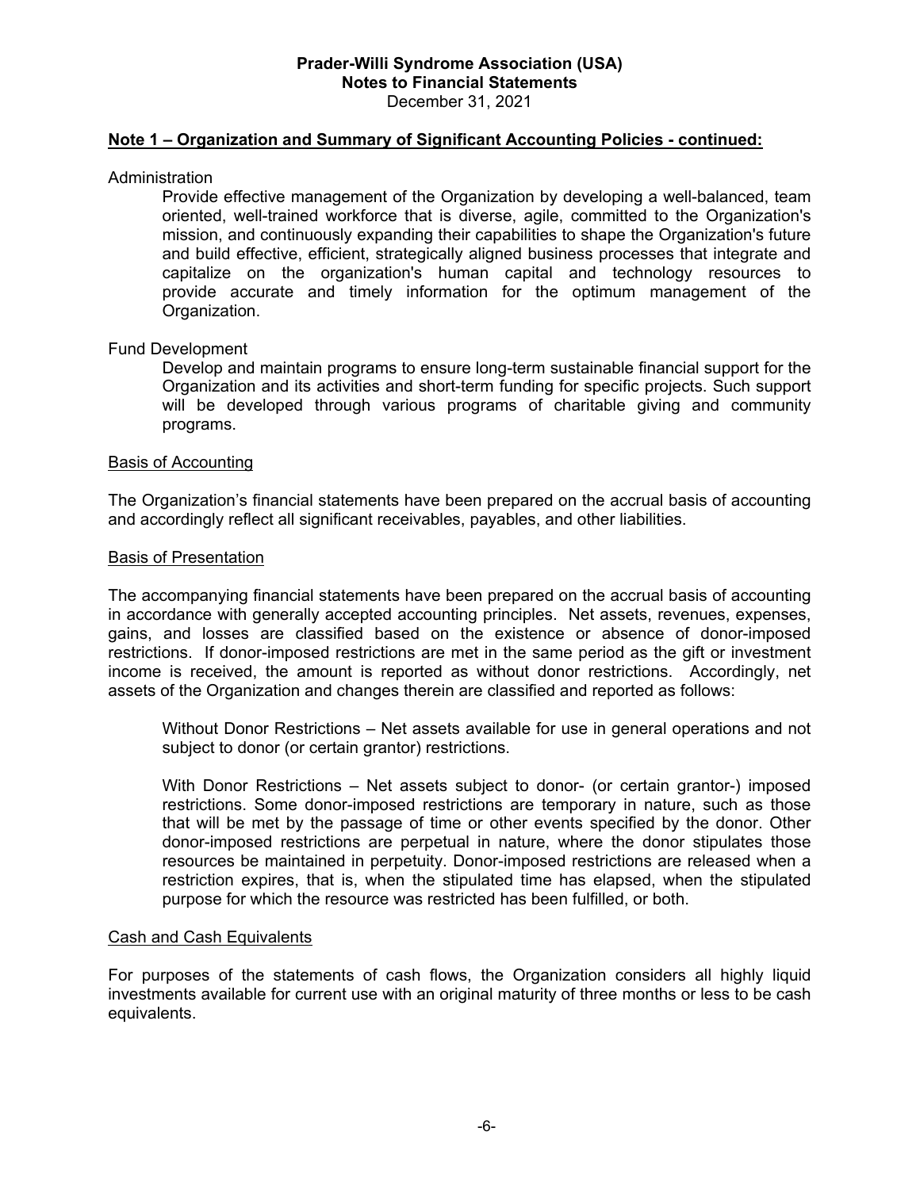**Prader-Willi Syndrome Association (USA)**
**Notes to Financial Statements**
December 31, 2021

**Note 1 – Organization and Summary of Significant Accounting Policies - continued:**

Administration

Provide effective management of the Organization by developing a well-balanced, team oriented, well-trained workforce that is diverse, agile, committed to the Organization's mission, and continuously expanding their capabilities to shape the Organization's future and build effective, efficient, strategically aligned business processes that integrate and capitalize on the organization's human capital and technology resources to provide accurate and timely information for the optimum management of the Organization.

Fund Development

Develop and maintain programs to ensure long-term sustainable financial support for the Organization and its activities and short-term funding for specific projects. Such support will be developed through various programs of charitable giving and community programs.

Basis of Accounting

The Organization's financial statements have been prepared on the accrual basis of accounting and accordingly reflect all significant receivables, payables, and other liabilities.

Basis of Presentation

The accompanying financial statements have been prepared on the accrual basis of accounting in accordance with generally accepted accounting principles. Net assets, revenues, expenses, gains, and losses are classified based on the existence or absence of donor-imposed restrictions. If donor-imposed restrictions are met in the same period as the gift or investment income is received, the amount is reported as without donor restrictions. Accordingly, net assets of the Organization and changes therein are classified and reported as follows:

Without Donor Restrictions – Net assets available for use in general operations and not subject to donor (or certain grantor) restrictions.

With Donor Restrictions – Net assets subject to donor- (or certain grantor-) imposed restrictions. Some donor-imposed restrictions are temporary in nature, such as those that will be met by the passage of time or other events specified by the donor. Other donor-imposed restrictions are perpetual in nature, where the donor stipulates those resources be maintained in perpetuity. Donor-imposed restrictions are released when a restriction expires, that is, when the stipulated time has elapsed, when the stipulated purpose for which the resource was restricted has been fulfilled, or both.

Cash and Cash Equivalents

For purposes of the statements of cash flows, the Organization considers all highly liquid investments available for current use with an original maturity of three months or less to be cash equivalents.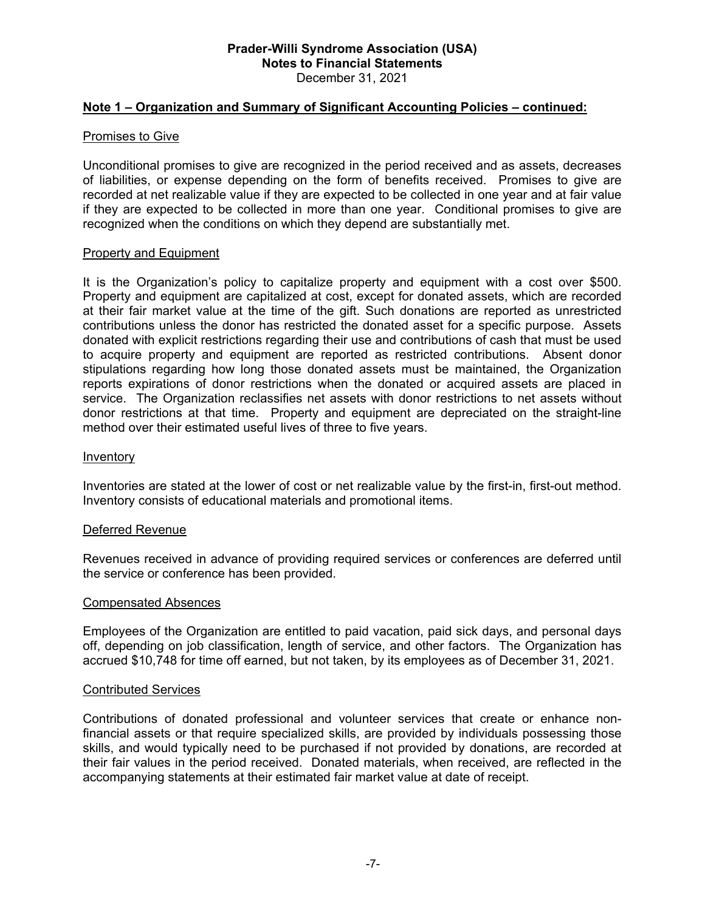## Note 1 – Organization and Summary of Significant Accounting Policies – continued:

### Promises to Give

Unconditional promises to give are recognized in the period received and as assets, decreases of liabilities, or expense depending on the form of benefits received. Promises to give are recorded at net realizable value if they are expected to be collected in one year and at fair value if they are expected to be collected in more than one year. Conditional promises to give are recognized when the conditions on which they depend are substantially met.

### Property and Equipment

It is the Organization's policy to capitalize property and equipment with a cost over $500. Property and equipment are capitalized at cost, except for donated assets, which are recorded at their fair market value at the time of the gift. Such donations are reported as unrestricted contributions unless the donor has restricted the donated asset for a specific purpose. Assets donated with explicit restrictions regarding their use and contributions of cash that must be used to acquire property and equipment are reported as restricted contributions. Absent donor stipulations regarding how long those donated assets must be maintained, the Organization reports expirations of donor restrictions when the donated or acquired assets are placed in service. The Organization reclassifies net assets with donor restrictions to net assets without donor restrictions at that time. Property and equipment are depreciated on the straight-line method over their estimated useful lives of three to five years.

### Inventory

Inventories are stated at the lower of cost or net realizable value by the first-in, first-out method. Inventory consists of educational materials and promotional items.

### Deferred Revenue

Revenues received in advance of providing required services or conferences are deferred until the service or conference has been provided.

### Compensated Absences

Employees of the Organization are entitled to paid vacation, paid sick days, and personal days off, depending on job classification, length of service, and other factors. The Organization has accrued $10,748 for time off earned, but not taken, by its employees as of December 31, 2021.

### Contributed Services

Contributions of donated professional and volunteer services that create or enhance non-financial assets or that require specialized skills, are provided by individuals possessing those skills, and would typically need to be purchased if not provided by donations, are recorded at their fair values in the period received. Donated materials, when received, are reflected in the accompanying statements at their estimated fair market value at date of receipt.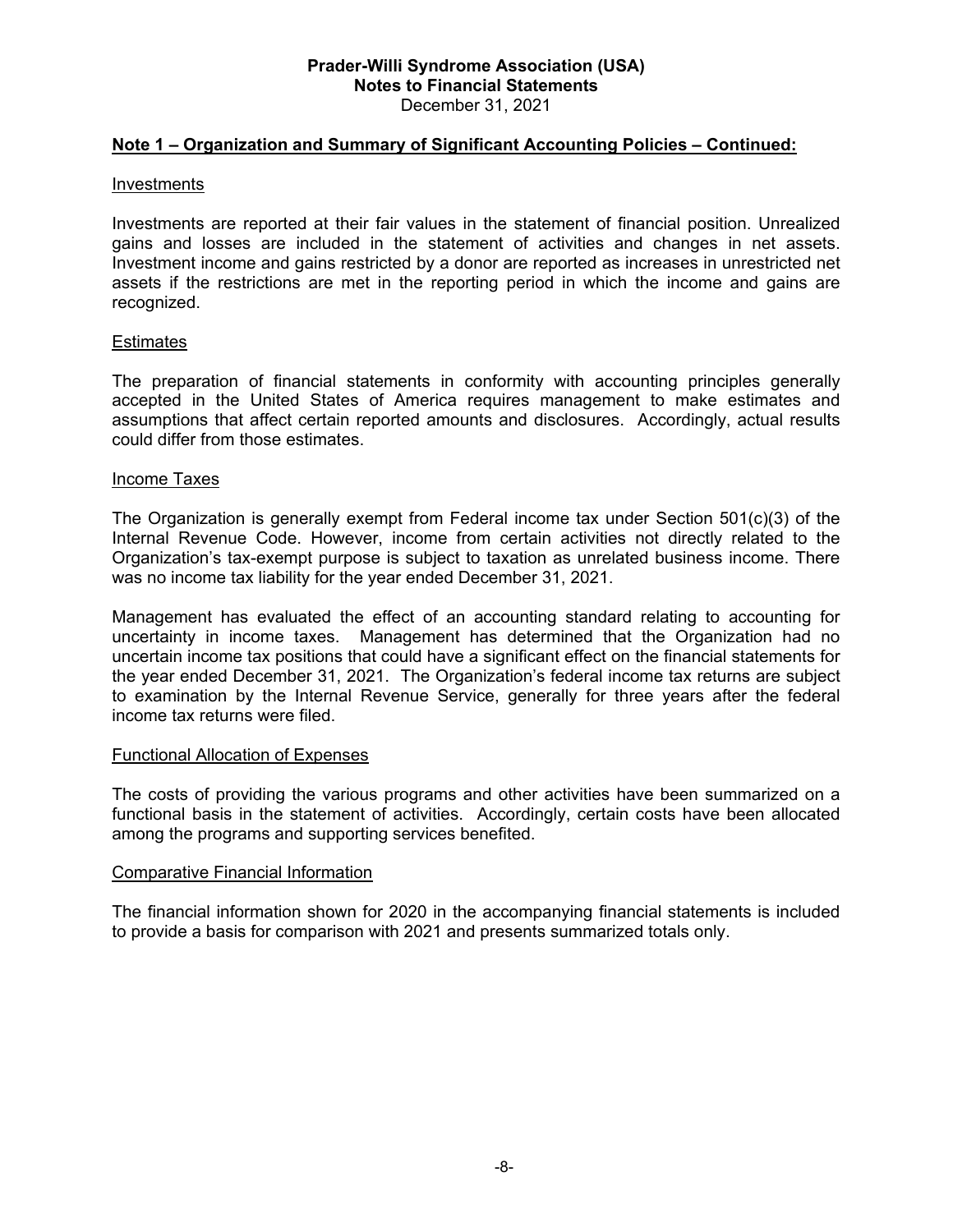# Prader-Willi Syndrome Association (USA)
## Notes to Financial Statements
December 31, 2021

### Note 1 – Organization and Summary of Significant Accounting Policies – Continued:

#### Investments

Investments are reported at their fair values in the statement of financial position. Unrealized gains and losses are included in the statement of activities and changes in net assets. Investment income and gains restricted by a donor are reported as increases in unrestricted net assets if the restrictions are met in the reporting period in which the income and gains are recognized.

#### Estimates

The preparation of financial statements in conformity with accounting principles generally accepted in the United States of America requires management to make estimates and assumptions that affect certain reported amounts and disclosures. Accordingly, actual results could differ from those estimates.

#### Income Taxes

The Organization is generally exempt from Federal income tax under Section 501(c)(3) of the Internal Revenue Code. However, income from certain activities not directly related to the Organization's tax-exempt purpose is subject to taxation as unrelated business income. There was no income tax liability for the year ended December 31, 2021.

Management has evaluated the effect of an accounting standard relating to accounting for uncertainty in income taxes. Management has determined that the Organization had no uncertain income tax positions that could have a significant effect on the financial statements for the year ended December 31, 2021. The Organization's federal income tax returns are subject to examination by the Internal Revenue Service, generally for three years after the federal income tax returns were filed.

#### Functional Allocation of Expenses

The costs of providing the various programs and other activities have been summarized on a functional basis in the statement of activities. Accordingly, certain costs have been allocated among the programs and supporting services benefited.

#### Comparative Financial Information

The financial information shown for 2020 in the accompanying financial statements is included to provide a basis for comparison with 2021 and presents summarized totals only.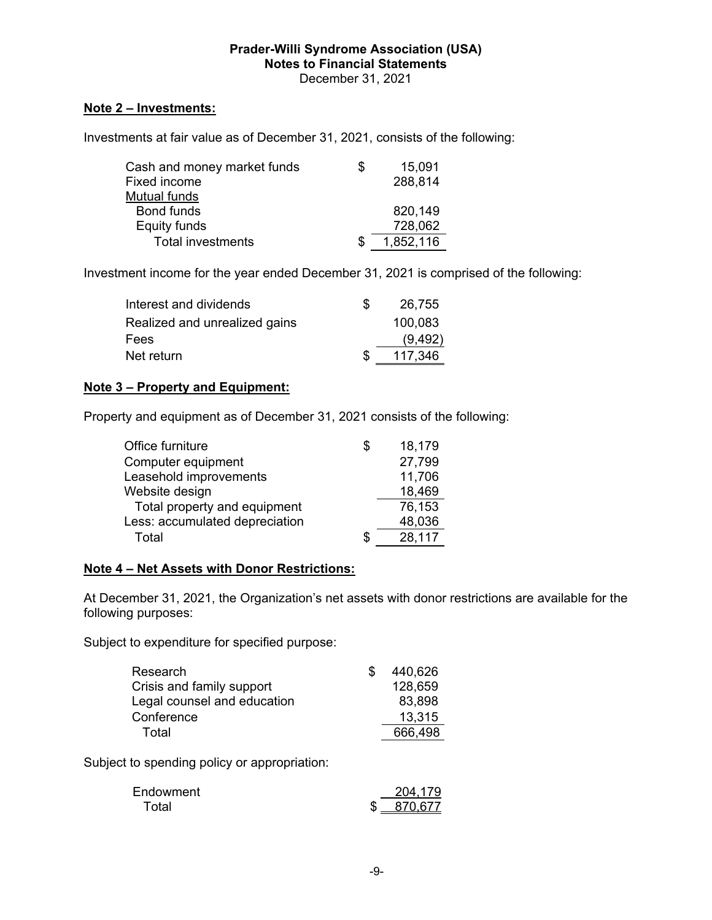**Prader-Willi Syndrome Association (USA)**
**Notes to Financial Statements**
December 31, 2021

## Note 2 – Investments:

Investments at fair value as of December 31, 2021, consists of the following:

| | | |
|---|---|---|
| Cash and money market funds | $ | 15,091 |
| Fixed income | | 288,814 |
| Mutual funds | | |
| Bond funds | | 820,149 |
| Equity funds | | 728,062 |
| Total investments | $ | 1,852,116 |

Investment income for the year ended December 31, 2021 is comprised of the following:

| | | |
|---|---|---|
| Interest and dividends | $ | 26,755 |
| Realized and unrealized gains | | 100,083 |
| Fees | | (9,492) |
| Net return | $ | 117,346 |

## Note 3 – Property and Equipment:

Property and equipment as of December 31, 2021 consists of the following:

| | | |
|---|---|---|
| Office furniture | $ | 18,179 |
| Computer equipment | | 27,799 |
| Leasehold improvements | | 11,706 |
| Website design | | 18,469 |
| Total property and equipment | | 76,153 |
| Less: accumulated depreciation | | 48,036 |
| Total | $ | 28,117 |

## Note 4 – Net Assets with Donor Restrictions:

At December 31, 2021, the Organization's net assets with donor restrictions are available for the following purposes:

Subject to expenditure for specified purpose:

| | | |
|---|---|---|
| Research | $ | 440,626 |
| Crisis and family support | | 128,659 |
| Legal counsel and education | | 83,898 |
| Conference | | 13,315 |
| Total | | 666,498 |

Subject to spending policy or appropriation:

| | | |
|---|---|---|
| Endowment | | 204,179 |
| Total | $ | 870,677 |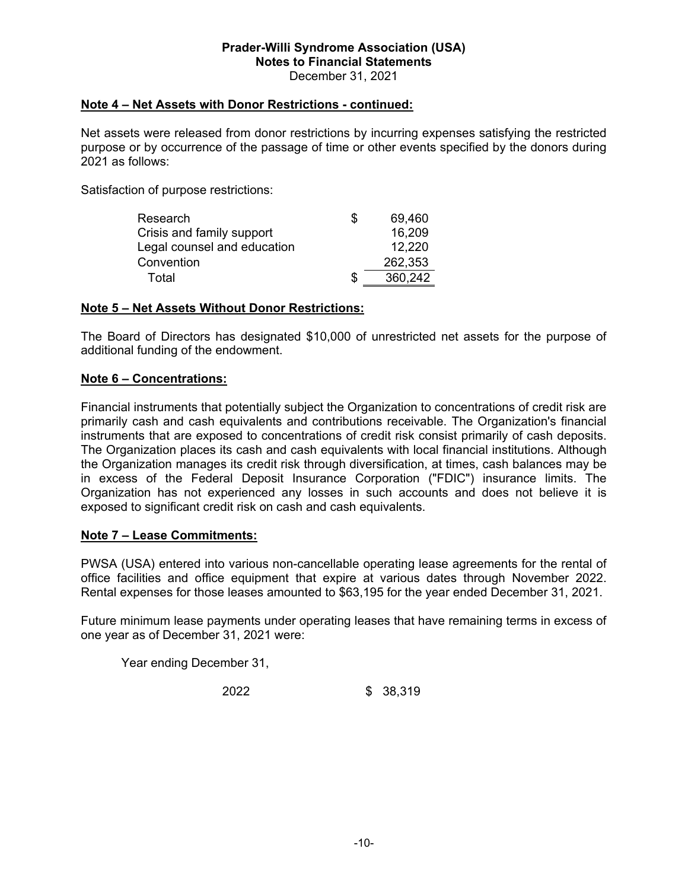**Prader-Willi Syndrome Association (USA)**
**Notes to Financial Statements**
December 31, 2021

## Note 4 – Net Assets with Donor Restrictions - continued:

Net assets were released from donor restrictions by incurring expenses satisfying the restricted purpose or by occurrence of the passage of time or other events specified by the donors during 2021 as follows:

Satisfaction of purpose restrictions:

| | | |
|---|---|---|
| Research | $ | 69,460 |
| Crisis and family support | | 16,209 |
| Legal counsel and education | | 12,220 |
| Convention | | 262,353 |
| Total | $ | 360,242 |

## Note 5 – Net Assets Without Donor Restrictions:

The Board of Directors has designated $10,000 of unrestricted net assets for the purpose of additional funding of the endowment.

## Note 6 – Concentrations:

Financial instruments that potentially subject the Organization to concentrations of credit risk are primarily cash and cash equivalents and contributions receivable. The Organization's financial instruments that are exposed to concentrations of credit risk consist primarily of cash deposits. The Organization places its cash and cash equivalents with local financial institutions. Although the Organization manages its credit risk through diversification, at times, cash balances may be in excess of the Federal Deposit Insurance Corporation ("FDIC") insurance limits. The Organization has not experienced any losses in such accounts and does not believe it is exposed to significant credit risk on cash and cash equivalents.

## Note 7 – Lease Commitments:

PWSA (USA) entered into various non-cancellable operating lease agreements for the rental of office facilities and office equipment that expire at various dates through November 2022. Rental expenses for those leases amounted to $63,195 for the year ended December 31, 2021.

Future minimum lease payments under operating leases that have remaining terms in excess of one year as of December 31, 2021 were:

Year ending December 31,

| | |
|---|---|
| 2022 | $ 38,319 |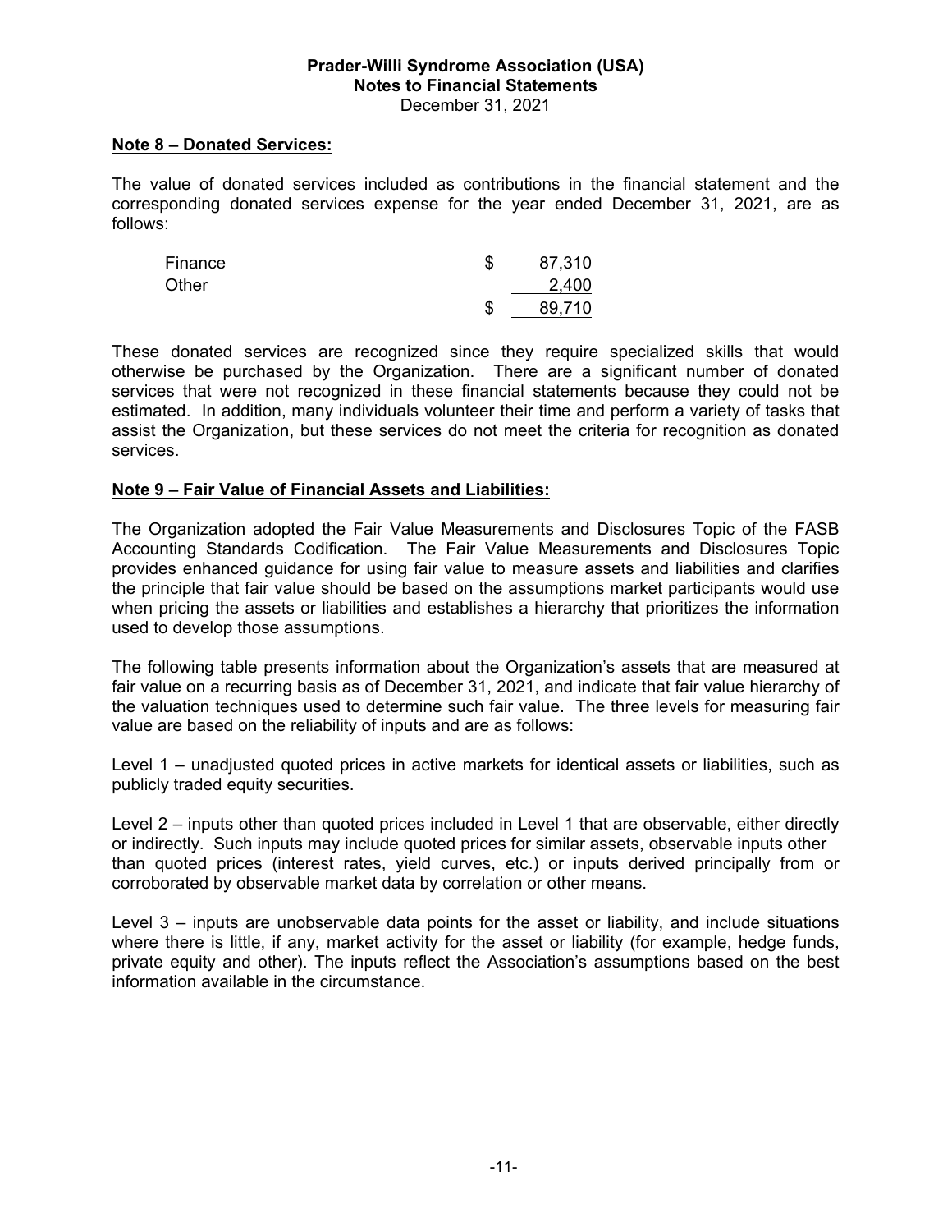## Note 8 – Donated Services:

The value of donated services included as contributions in the financial statement and the corresponding donated services expense for the year ended December 31, 2021, are as follows:

| | | |
|---|---|---|
| Finance | $ | 87,310 |
| Other | | 2,400 |
| | $ | 89,710 |

These donated services are recognized since they require specialized skills that would otherwise be purchased by the Organization. There are a significant number of donated services that were not recognized in these financial statements because they could not be estimated. In addition, many individuals volunteer their time and perform a variety of tasks that assist the Organization, but these services do not meet the criteria for recognition as donated services.

## Note 9 – Fair Value of Financial Assets and Liabilities:

The Organization adopted the Fair Value Measurements and Disclosures Topic of the FASB Accounting Standards Codification. The Fair Value Measurements and Disclosures Topic provides enhanced guidance for using fair value to measure assets and liabilities and clarifies the principle that fair value should be based on the assumptions market participants would use when pricing the assets or liabilities and establishes a hierarchy that prioritizes the information used to develop those assumptions.

The following table presents information about the Organization's assets that are measured at fair value on a recurring basis as of December 31, 2021, and indicate that fair value hierarchy of the valuation techniques used to determine such fair value. The three levels for measuring fair value are based on the reliability of inputs and are as follows:

Level 1 – unadjusted quoted prices in active markets for identical assets or liabilities, such as publicly traded equity securities.

Level 2 – inputs other than quoted prices included in Level 1 that are observable, either directly or indirectly. Such inputs may include quoted prices for similar assets, observable inputs other than quoted prices (interest rates, yield curves, etc.) or inputs derived principally from or corroborated by observable market data by correlation or other means.

Level 3 – inputs are unobservable data points for the asset or liability, and include situations where there is little, if any, market activity for the asset or liability (for example, hedge funds, private equity and other). The inputs reflect the Association's assumptions based on the best information available in the circumstance.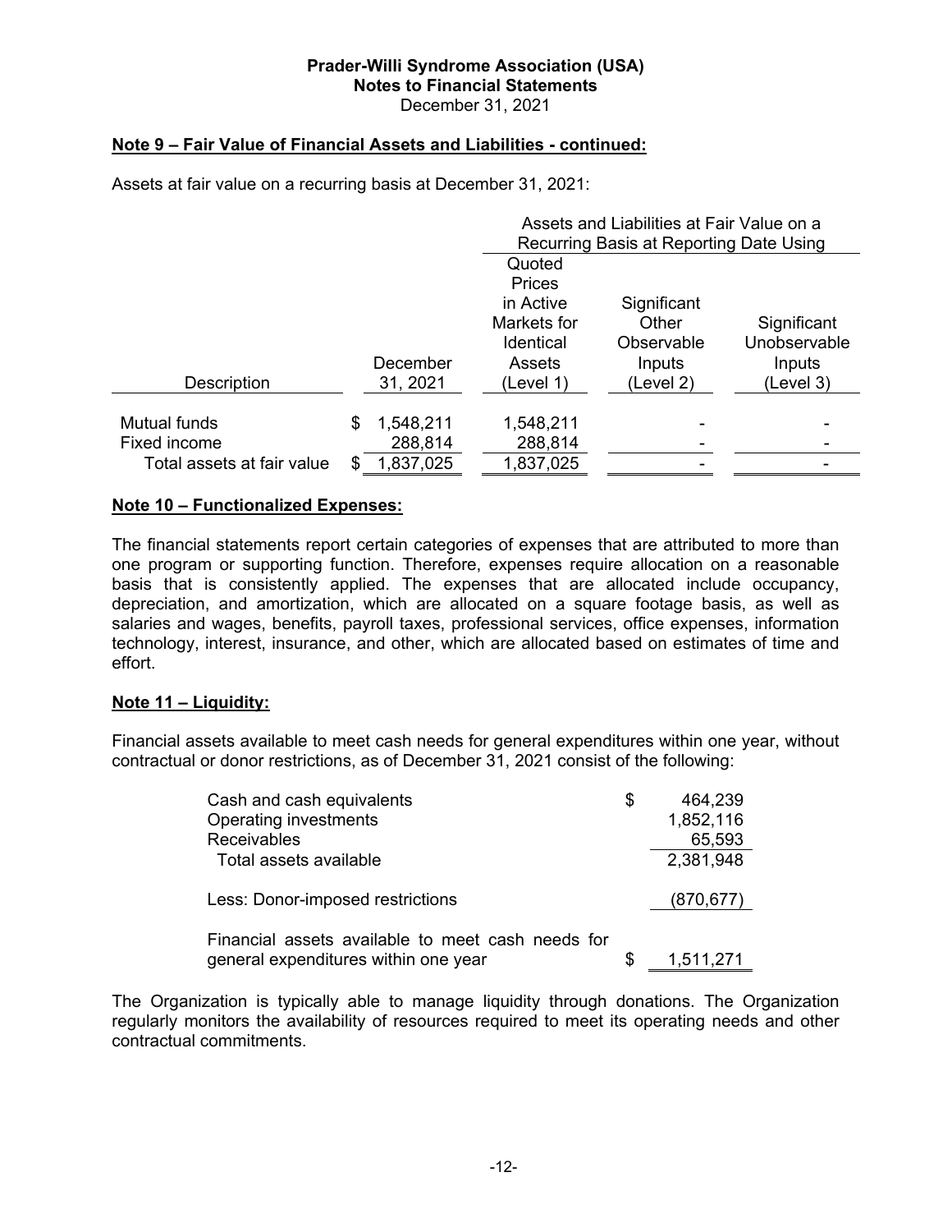**Prader-Willi Syndrome Association (USA)**
**Notes to Financial Statements**
December 31, 2021

## Note 9 – Fair Value of Financial Assets and Liabilities - continued:

Assets at fair value on a recurring basis at December 31, 2021:

| | | Assets and Liabilities at Fair Value on a Recurring Basis at Reporting Date Using | | |
|---|---|---|---|---|
| Description | December 31, 2021 | Quoted Prices in Active Markets for Identical Assets (Level 1) | Significant Other Observable Inputs (Level 2) | Significant Unobservable Inputs (Level 3) |
| Mutual funds | $ 1,548,211 | 1,548,211 | - | - |
| Fixed income | 288,814 | 288,814 | - | - |
| Total assets at fair value | $ 1,837,025 | 1,837,025 | - | - |

## Note 10 – Functionalized Expenses:

The financial statements report certain categories of expenses that are attributed to more than one program or supporting function. Therefore, expenses require allocation on a reasonable basis that is consistently applied. The expenses that are allocated include occupancy, depreciation, and amortization, which are allocated on a square footage basis, as well as salaries and wages, benefits, payroll taxes, professional services, office expenses, information technology, interest, insurance, and other, which are allocated based on estimates of time and effort.

## Note 11 – Liquidity:

Financial assets available to meet cash needs for general expenditures within one year, without contractual or donor restrictions, as of December 31, 2021 consist of the following:

| | |
|---|---|
| Cash and cash equivalents | $ 464,239 |
| Operating investments | 1,852,116 |
| Receivables | 65,593 |
| Total assets available | 2,381,948 |
| Less: Donor-imposed restrictions | (870,677) |
| Financial assets available to meet cash needs for general expenditures within one year | $ 1,511,271 |

The Organization is typically able to manage liquidity through donations. The Organization regularly monitors the availability of resources required to meet its operating needs and other contractual commitments.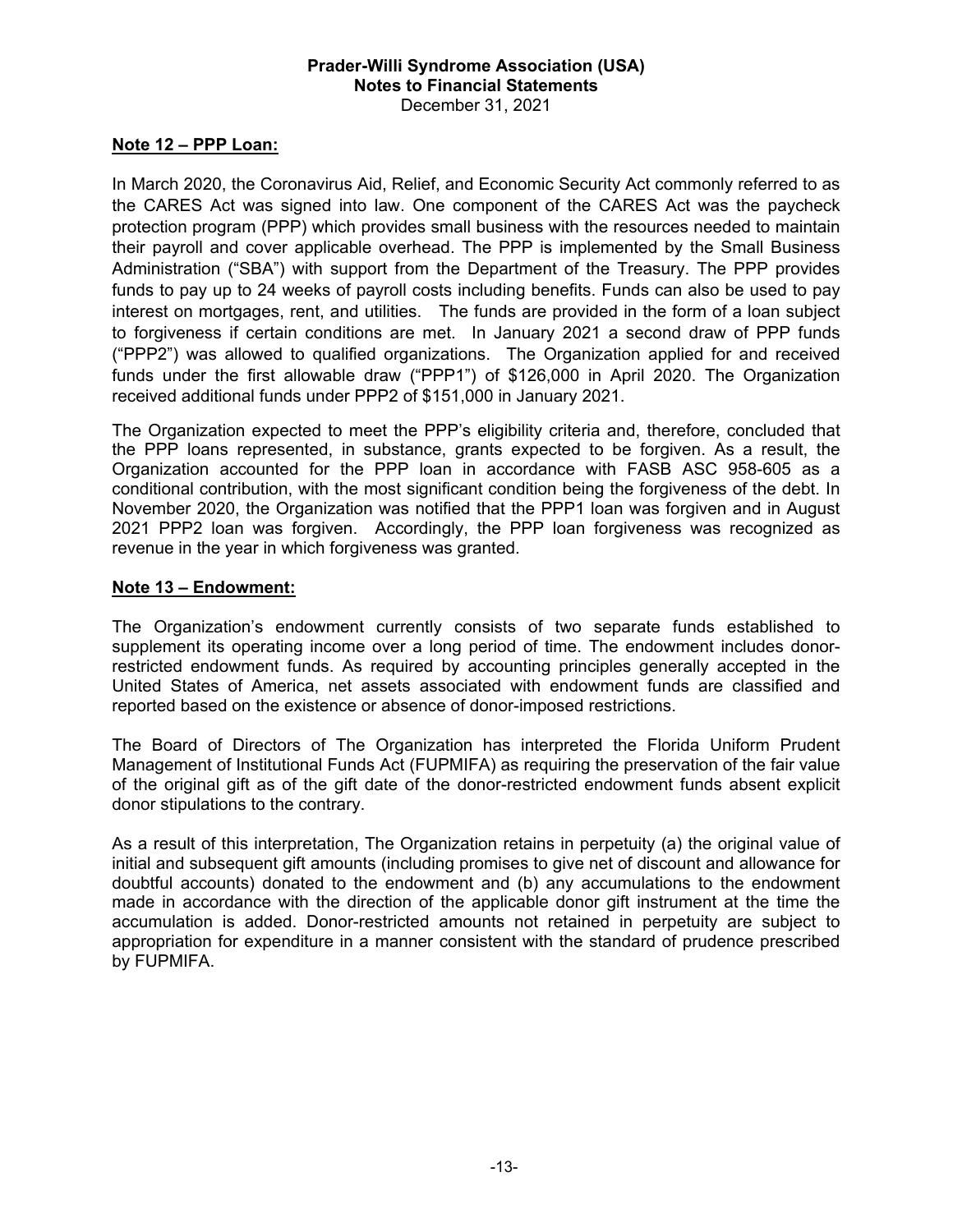## Note 12 – PPP Loan:

In March 2020, the Coronavirus Aid, Relief, and Economic Security Act commonly referred to as the CARES Act was signed into law. One component of the CARES Act was the paycheck protection program (PPP) which provides small business with the resources needed to maintain their payroll and cover applicable overhead. The PPP is implemented by the Small Business Administration ("SBA") with support from the Department of the Treasury. The PPP provides funds to pay up to 24 weeks of payroll costs including benefits. Funds can also be used to pay interest on mortgages, rent, and utilities. The funds are provided in the form of a loan subject to forgiveness if certain conditions are met. In January 2021 a second draw of PPP funds ("PPP2") was allowed to qualified organizations. The Organization applied for and received funds under the first allowable draw ("PPP1") of $126,000 in April 2020. The Organization received additional funds under PPP2 of $151,000 in January 2021.

The Organization expected to meet the PPP's eligibility criteria and, therefore, concluded that the PPP loans represented, in substance, grants expected to be forgiven. As a result, the Organization accounted for the PPP loan in accordance with FASB ASC 958-605 as a conditional contribution, with the most significant condition being the forgiveness of the debt. In November 2020, the Organization was notified that the PPP1 loan was forgiven and in August 2021 PPP2 loan was forgiven. Accordingly, the PPP loan forgiveness was recognized as revenue in the year in which forgiveness was granted.

## Note 13 – Endowment:

The Organization's endowment currently consists of two separate funds established to supplement its operating income over a long period of time. The endowment includes donor-restricted endowment funds. As required by accounting principles generally accepted in the United States of America, net assets associated with endowment funds are classified and reported based on the existence or absence of donor-imposed restrictions.

The Board of Directors of The Organization has interpreted the Florida Uniform Prudent Management of Institutional Funds Act (FUPMIFA) as requiring the preservation of the fair value of the original gift as of the gift date of the donor-restricted endowment funds absent explicit donor stipulations to the contrary.

As a result of this interpretation, The Organization retains in perpetuity (a) the original value of initial and subsequent gift amounts (including promises to give net of discount and allowance for doubtful accounts) donated to the endowment and (b) any accumulations to the endowment made in accordance with the direction of the applicable donor gift instrument at the time the accumulation is added. Donor-restricted amounts not retained in perpetuity are subject to appropriation for expenditure in a manner consistent with the standard of prudence prescribed by FUPMIFA.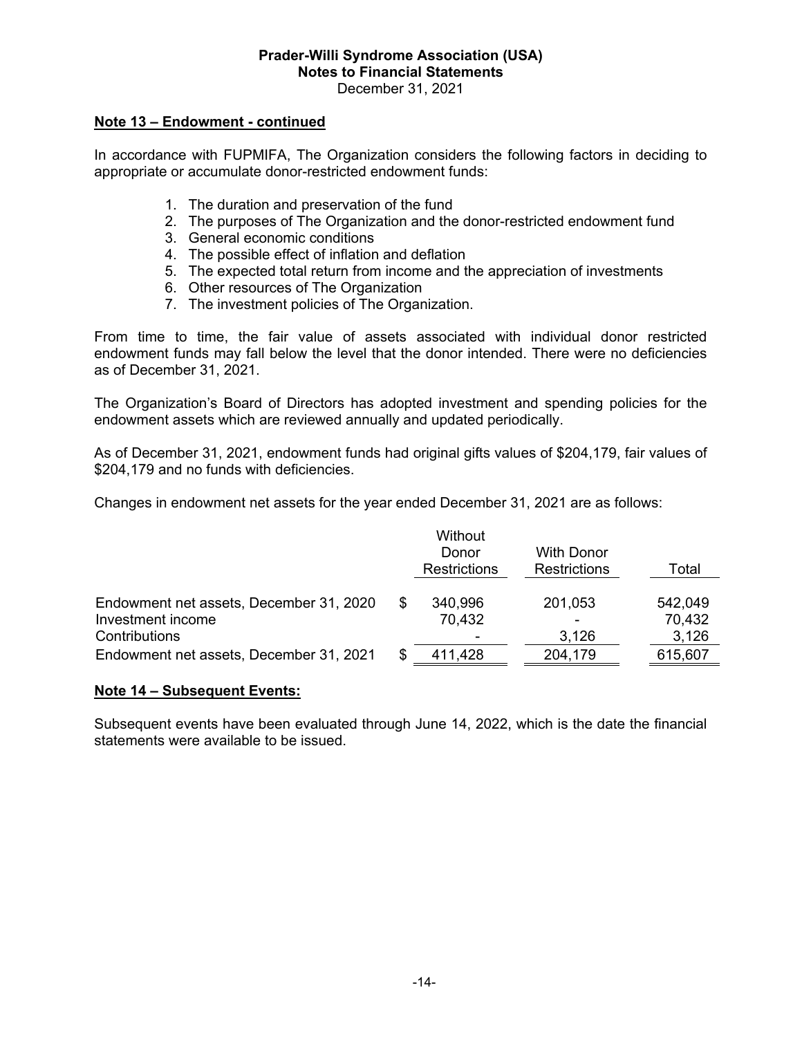**Prader-Willi Syndrome Association (USA)**
**Notes to Financial Statements**
December 31, 2021

## Note 13 – Endowment - continued

In accordance with FUPMIFA, The Organization considers the following factors in deciding to appropriate or accumulate donor-restricted endowment funds:

1. The duration and preservation of the fund
2. The purposes of The Organization and the donor-restricted endowment fund
3. General economic conditions
4. The possible effect of inflation and deflation
5. The expected total return from income and the appreciation of investments
6. Other resources of The Organization
7. The investment policies of The Organization.

From time to time, the fair value of assets associated with individual donor restricted endowment funds may fall below the level that the donor intended. There were no deficiencies as of December 31, 2021.

The Organization's Board of Directors has adopted investment and spending policies for the endowment assets which are reviewed annually and updated periodically.

As of December 31, 2021, endowment funds had original gifts values of $204,179, fair values of $204,179 and no funds with deficiencies.

Changes in endowment net assets for the year ended December 31, 2021 are as follows:

| | Without Donor Restrictions | With Donor Restrictions | Total |
|---|---|---|---|
| Endowment net assets, December 31, 2020 | $ 340,996 | 201,053 | 542,049 |
| Investment income | 70,432 | - | 70,432 |
| Contributions | - | 3,126 | 3,126 |
| Endowment net assets, December 31, 2021 | $ 411,428 | 204,179 | 615,607 |

## Note 14 – Subsequent Events:

Subsequent events have been evaluated through June 14, 2022, which is the date the financial statements were available to be issued.